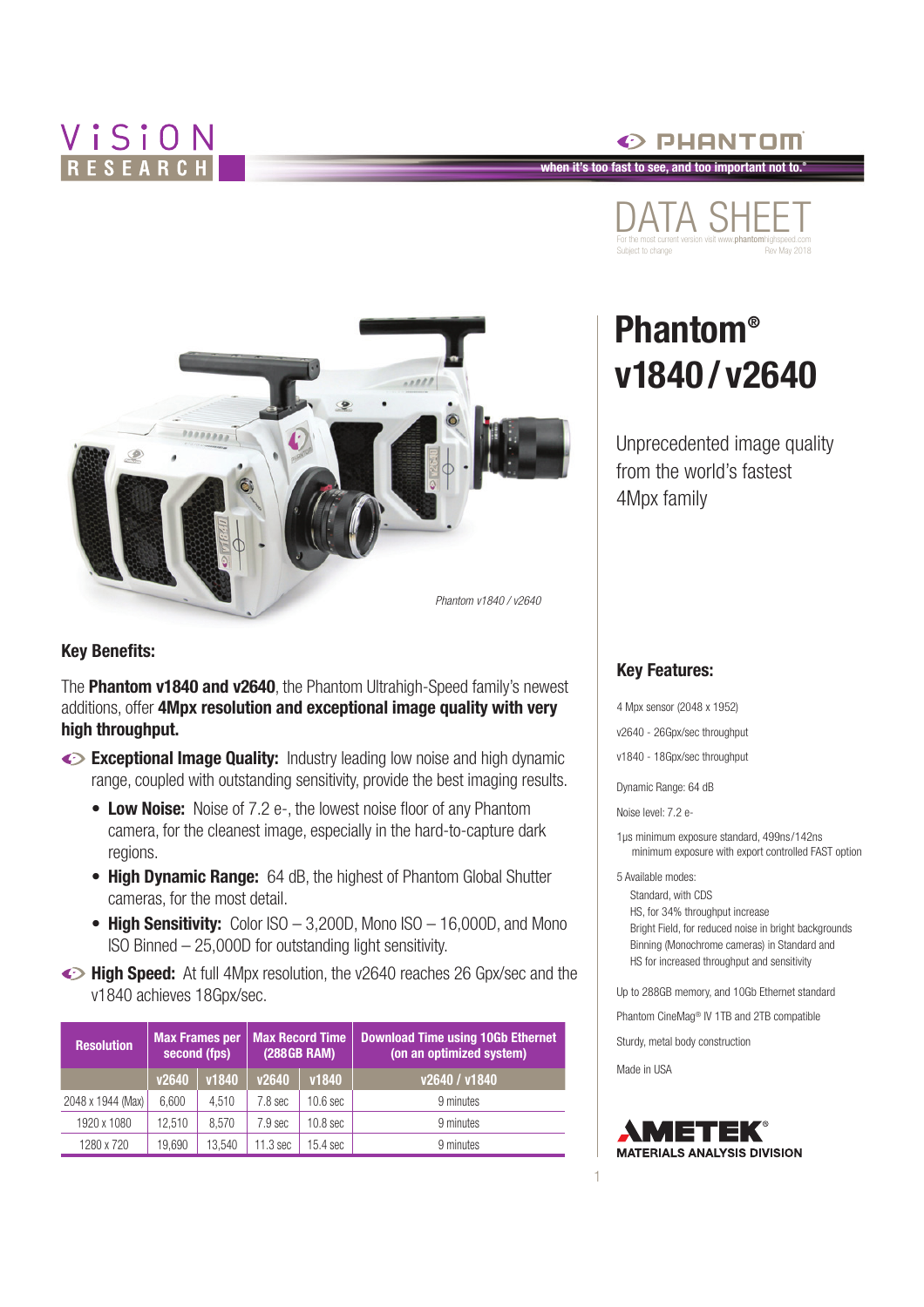VISION RESEARCH

PHANTOM

when it's too fast to see, and too important not to.®

DATA SHEET

For the most current version visit www.phantomhighspeed.com
Subject to change Rev May 2018

# Phantom® v1840 / v2640

Unprecedented image quality from the world's fastest 4Mpx family

*Phantom v1840 / v2640*

## Key Benefits:

The **Phantom v1840 and v2640**, the Phantom Ultrahigh-Speed family's newest additions, offer **4Mpx resolution and exceptional image quality with very high throughput.**

- **Exceptional Image Quality:** Industry leading low noise and high dynamic range, coupled with outstanding sensitivity, provide the best imaging results.
  - **Low Noise:** Noise of 7.2 e-, the lowest noise floor of any Phantom camera, for the cleanest image, especially in the hard-to-capture dark regions.
  - **High Dynamic Range:** 64 dB, the highest of Phantom Global Shutter cameras, for the most detail.
  - **High Sensitivity:** Color ISO – 3,200D, Mono ISO – 16,000D, and Mono ISO Binned – 25,000D for outstanding light sensitivity.
- **High Speed:** At full 4Mpx resolution, the v2640 reaches 26 Gpx/sec and the v1840 achieves 18Gpx/sec.

| Resolution | Max Frames per second (fps) | | Max Record Time (288GB RAM) | | Download Time using 10Gb Ethernet (on an optimized system) |
|---|---|---|---|---|---|
| | v2640 | v1840 | v2640 | v1840 | v2640 / v1840 |
| 2048 x 1944 (Max) | 6,600 | 4,510 | 7.8 sec | 10.6 sec | 9 minutes |
| 1920 x 1080 | 12,510 | 8,570 | 7.9 sec | 10.8 sec | 9 minutes |
| 1280 x 720 | 19,690 | 13,540 | 11.3 sec | 15.4 sec | 9 minutes |

## Key Features:

4 Mpx sensor (2048 x 1952)

v2640 - 26Gpx/sec throughput

v1840 - 18Gpx/sec throughput

Dynamic Range: 64 dB

Noise level: 7.2 e-

1µs minimum exposure standard, 499ns/142ns minimum exposure with export controlled FAST option

5 Available modes:
- Standard, with CDS
- HS, for 34% throughput increase
- Bright Field, for reduced noise in bright backgrounds
- Binning (Monochrome cameras) in Standard and HS for increased throughput and sensitivity

Up to 288GB memory, and 10Gb Ethernet standard

Phantom CineMag® IV 1TB and 2TB compatible

Sturdy, metal body construction

Made in USA

AMETEK® MATERIALS ANALYSIS DIVISION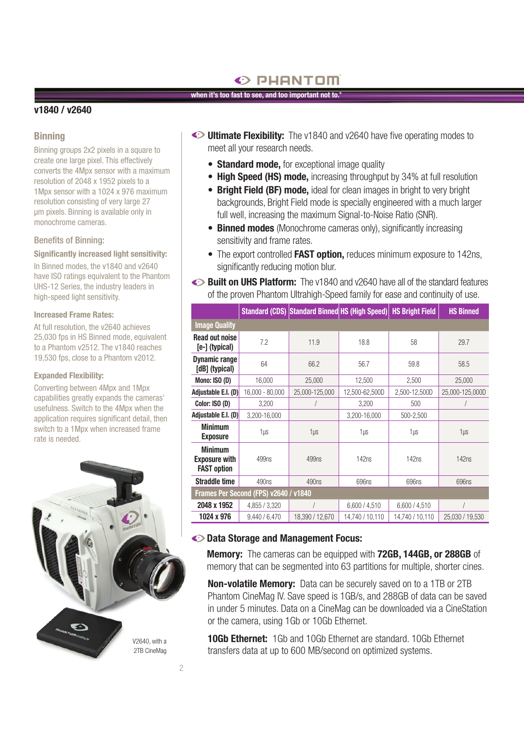## v1840 / v2640

### Binning

Binning groups 2x2 pixels in a square to create one large pixel. This effectively converts the 4Mpx sensor with a maximum resolution of 2048 x 1952 pixels to a 1Mpx sensor with a 1024 x 976 maximum resolution consisting of very large 27 µm pixels. Binning is available only in monochrome cameras.

#### Benefits of Binning:

**Significantly increased light sensitivity:**

In Binned modes, the v1840 and v2640 have ISO ratings equivalent to the Phantom UHS-12 Series, the industry leaders in high-speed light sensitivity.

**Increased Frame Rates:**

At full resolution, the v2640 achieves 25,030 fps in HS Binned mode, equivalent to a Phantom v2512. The v1840 reaches 19,530 fps, close to a Phantom v2012.

**Expanded Flexibility:**

Converting between 4Mpx and 1Mpx capabilities greatly expands the cameras' usefulness. Switch to the 4Mpx when the application requires significant detail, then switch to a 1Mpx when increased frame rate is needed.

V2640, with a 2TB CineMag

**Ultimate Flexibility:** The v1840 and v2640 have five operating modes to meet all your research needs.

- **Standard mode,** for exceptional image quality
- **High Speed (HS) mode,** increasing throughput by 34% at full resolution
- **Bright Field (BF) mode,** ideal for clean images in bright to very bright backgrounds, Bright Field mode is specially engineered with a much larger full well, increasing the maximum Signal-to-Noise Ratio (SNR).
- **Binned modes** (Monochrome cameras only), significantly increasing sensitivity and frame rates.
- The export controlled **FAST option,** reduces minimum exposure to 142ns, significantly reducing motion blur.

**Built on UHS Platform:** The v1840 and v2640 have all of the standard features of the proven Phantom Ultrahigh-Speed family for ease and continuity of use.

| | Standard (CDS) | Standard Binned | HS (High Speed) | HS Bright Field | HS Binned |
|---|---|---|---|---|---|
| **Image Quality** | | | | | |
| Read out noise [e-] (typical) | 7.2 | 11.9 | 18.8 | 58 | 29.7 |
| Dynamic range [dB] (typical) | 64 | 66.2 | 56.7 | 59.8 | 58.5 |
| Mono: ISO (D) | 16,000 | 25,000 | 12,500 | 2,500 | 25,000 |
| Adjustable E.I. (D) | 16,000 - 80,000 | 25,000-125,000 | 12,500-62,500D | 2,500-12,500D | 25,000-125,000D |
| Color: ISO (D) | 3,200 | / | 3,200 | 500 | / |
| Adjustable E.I. (D) | 3,200-16,000 | | 3,200-16,000 | 500-2,500 | |
| Minimum Exposure | 1µs | 1µs | 1µs | 1µs | 1µs |
| Minimum Exposure with FAST option | 499ns | 499ns | 142ns | 142ns | 142ns |
| Straddle time | 490ns | 490ns | 696ns | 696ns | 696ns |
| **Frames Per Second (FPS) v2640 / v1840** | | | | | |
| 2048 x 1952 | 4,855 / 3,320 | / | 6,600 / 4,510 | 6,600 / 4,510 | / |
| 1024 x 976 | 9,440 / 6,470 | 18,390 / 12,670 | 14,740 / 10,110 | 14,740 / 10,110 | 25,030 / 19,530 |

**Data Storage and Management Focus:**

**Memory:** The cameras can be equipped with **72GB, 144GB, or 288GB** of memory that can be segmented into 63 partitions for multiple, shorter cines.

**Non-volatile Memory:** Data can be securely saved on to a 1TB or 2TB Phantom CineMag IV. Save speed is 1GB/s, and 288GB of data can be saved in under 5 minutes. Data on a CineMag can be downloaded via a CineStation or the camera, using 1Gb or 10Gb Ethernet.

**10Gb Ethernet:** 1Gb and 10Gb Ethernet are standard. 10Gb Ethernet transfers data at up to 600 MB/second on optimized systems.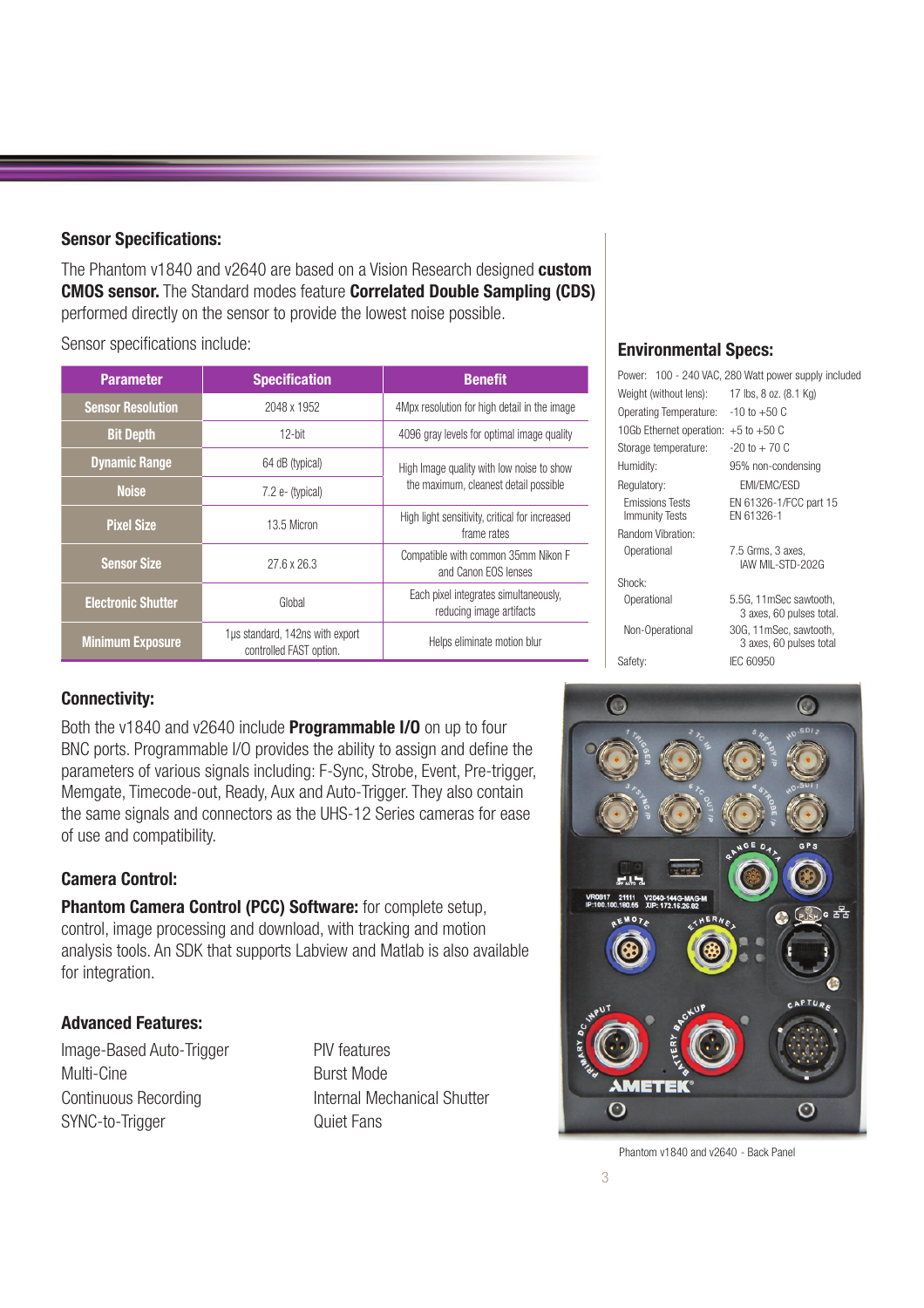## Sensor Specifications:

The Phantom v1840 and v2640 are based on a Vision Research designed **custom CMOS sensor.** The Standard modes feature **Correlated Double Sampling (CDS)** performed directly on the sensor to provide the lowest noise possible.

Sensor specifications include:

| Parameter | Specification | Benefit |
|---|---|---|
| Sensor Resolution | 2048 x 1952 | 4Mpx resolution for high detail in the image |
| Bit Depth | 12-bit | 4096 gray levels for optimal image quality |
| Dynamic Range | 64 dB (typical) | High Image quality with low noise to show the maximum, cleanest detail possible |
| Noise | 7.2 e- (typical) | |
| Pixel Size | 13.5 Micron | High light sensitivity, critical for increased frame rates |
| Sensor Size | 27.6 x 26.3 | Compatible with common 35mm Nikon F and Canon EOS lenses |
| Electronic Shutter | Global | Each pixel integrates simultaneously, reducing image artifacts |
| Minimum Exposure | 1µs standard, 142ns with export controlled FAST option. | Helps eliminate motion blur |

## Environmental Specs:

| | |
|---|---|
| Power: | 100 - 240 VAC, 280 Watt power supply included |
| Weight (without lens): | 17 lbs, 8 oz. (8.1 Kg) |
| Operating Temperature: | -10 to +50 C |
| 10Gb Ethernet operation: | +5 to +50 C |
| Storage temperature: | -20 to + 70 C |
| Humidity: | 95% non-condensing |
| Regulatory: | EMI/EMC/ESD |
| Emissions Tests | EN 61326-1/FCC part 15 |
| Immunity Tests | EN 61326-1 |
| Random Vibration: | |
| Operational | 7.5 Grms, 3 axes, IAW MIL-STD-202G |
| Shock: | |
| Operational | 5.5G, 11mSec sawtooth, 3 axes, 60 pulses total. |
| Non-Operational | 30G, 11mSec, sawtooth, 3 axes, 60 pulses total |
| Safety: | IEC 60950 |

## Connectivity:

Both the v1840 and v2640 include **Programmable I/O** on up to four BNC ports. Programmable I/O provides the ability to assign and define the parameters of various signals including: F-Sync, Strobe, Event, Pre-trigger, Memgate, Timecode-out, Ready, Aux and Auto-Trigger. They also contain the same signals and connectors as the UHS-12 Series cameras for ease of use and compatibility.

## Camera Control:

**Phantom Camera Control (PCC) Software:** for complete setup, control, image processing and download, with tracking and motion analysis tools. An SDK that supports Labview and Matlab is also available for integration.

## Advanced Features:

- Image-Based Auto-Trigger
- Multi-Cine
- Continuous Recording
- SYNC-to-Trigger
- PIV features
- Burst Mode
- Internal Mechanical Shutter
- Quiet Fans

Phantom v1840 and v2640 - Back Panel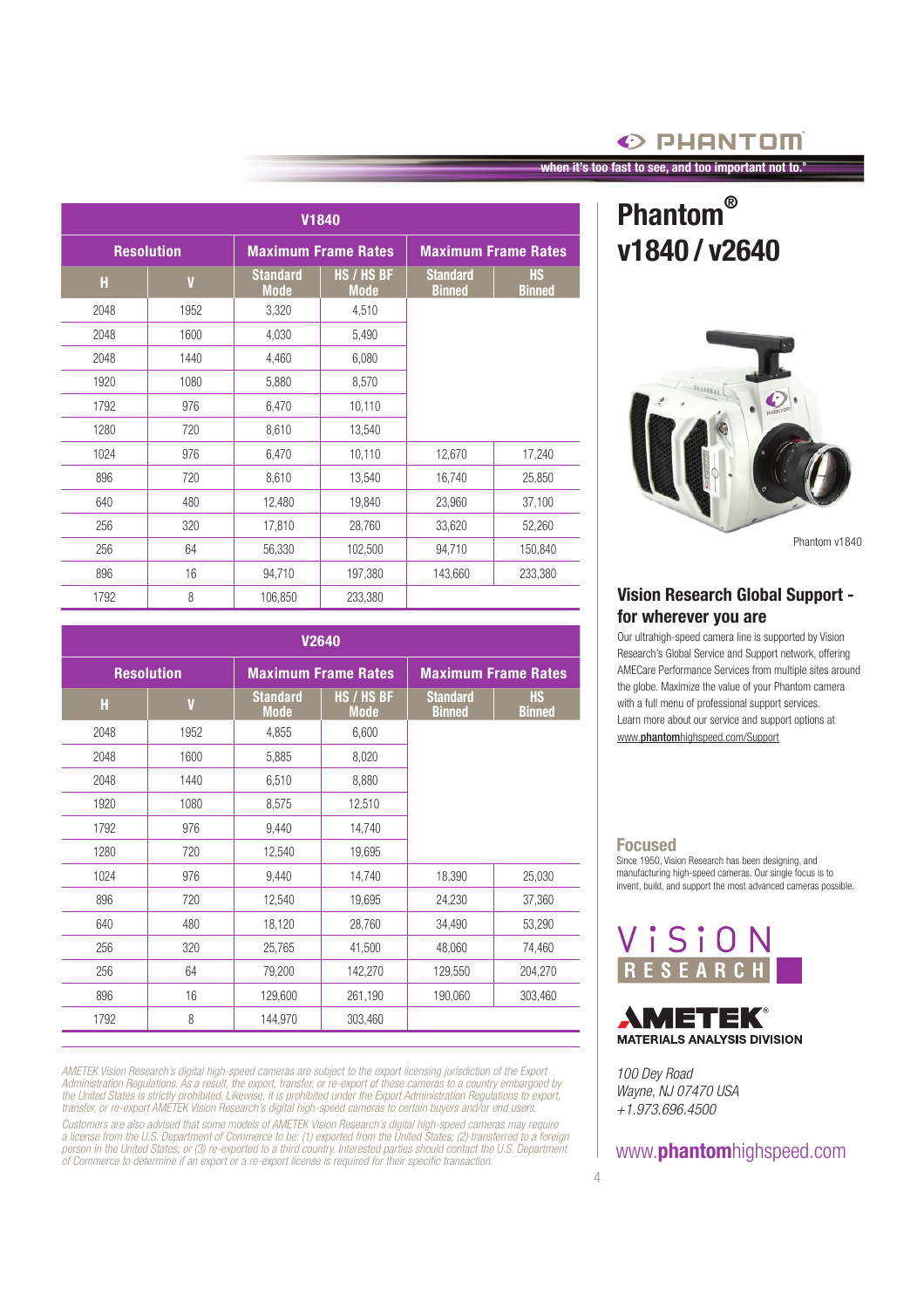PHANTOM

when it's too fast to see, and too important not to.®

# Phantom® v1840 / v2640

| V1840 | | | | | |
|---|---|---|---|---|---|
| Resolution | | Maximum Frame Rates | | Maximum Frame Rates | |
| H | V | Standard Mode | HS / HS BF Mode | Standard Binned | HS Binned |
| 2048 | 1952 | 3,320 | 4,510 | | |
| 2048 | 1600 | 4,030 | 5,490 | | |
| 2048 | 1440 | 4,460 | 6,080 | | |
| 1920 | 1080 | 5,880 | 8,570 | | |
| 1792 | 976 | 6,470 | 10,110 | | |
| 1280 | 720 | 8,610 | 13,540 | | |
| 1024 | 976 | 6,470 | 10,110 | 12,670 | 17,240 |
| 896 | 720 | 8,610 | 13,540 | 16,740 | 25,850 |
| 640 | 480 | 12,480 | 19,840 | 23,960 | 37,100 |
| 256 | 320 | 17,810 | 28,760 | 33,620 | 52,260 |
| 256 | 64 | 56,330 | 102,500 | 94,710 | 150,840 |
| 896 | 16 | 94,710 | 197,380 | 143,660 | 233,380 |
| 1792 | 8 | 106,850 | 233,380 | | |

| V2640 | | | | | |
|---|---|---|---|---|---|
| Resolution | | Maximum Frame Rates | | Maximum Frame Rates | |
| H | V | Standard Mode | HS / HS BF Mode | Standard Binned | HS Binned |
| 2048 | 1952 | 4,855 | 6,600 | | |
| 2048 | 1600 | 5,885 | 8,020 | | |
| 2048 | 1440 | 6,510 | 8,880 | | |
| 1920 | 1080 | 8,575 | 12,510 | | |
| 1792 | 976 | 9,440 | 14,740 | | |
| 1280 | 720 | 12,540 | 19,695 | | |
| 1024 | 976 | 9,440 | 14,740 | 18,390 | 25,030 |
| 896 | 720 | 12,540 | 19,695 | 24,230 | 37,360 |
| 640 | 480 | 18,120 | 28,760 | 34,490 | 53,290 |
| 256 | 320 | 25,765 | 41,500 | 48,060 | 74,460 |
| 256 | 64 | 79,200 | 142,270 | 129,550 | 204,270 |
| 896 | 16 | 129,600 | 261,190 | 190,060 | 303,460 |
| 1792 | 8 | 144,970 | 303,460 | | |

*AMETEK Vision Research's digital high-speed cameras are subject to the export licensing jurisdiction of the Export Administration Regulations. As a result, the export, transfer, or re-export of these cameras to a country embargoed by the United States is strictly prohibited. Likewise, it is prohibited under the Export Administration Regulations to export, transfer, or re-export AMETEK Vision Research's digital high-speed cameras to certain buyers and/or end users.*

*Customers are also advised that some models of AMETEK Vision Research's digital high-speed cameras may require a license from the U.S. Department of Commerce to be: (1) exported from the United States; (2) transferred to a foreign person in the United States; or (3) re-exported to a third country. Interested parties should contact the U.S. Department of Commerce to determine if an export or a re-export license is required for their specific transaction.*

Phantom v1840

## Vision Research Global Support - for wherever you are

Our ultrahigh-speed camera line is supported by Vision Research's Global Service and Support network, offering AMECare Performance Services from multiple sites around the globe. Maximize the value of your Phantom camera with a full menu of professional support services. Learn more about our service and support options at www.**phantom**highspeed.com/Support

## Focused

Since 1950, Vision Research has been designing, and manufacturing high-speed cameras. Our single focus is to invent, build, and support the most advanced cameras possible.

VISION RESEARCH

AMETEK® MATERIALS ANALYSIS DIVISION

*100 Dey Road*
*Wayne, NJ 07470 USA*
*+1.973.696.4500*

www.**phantom**highspeed.com